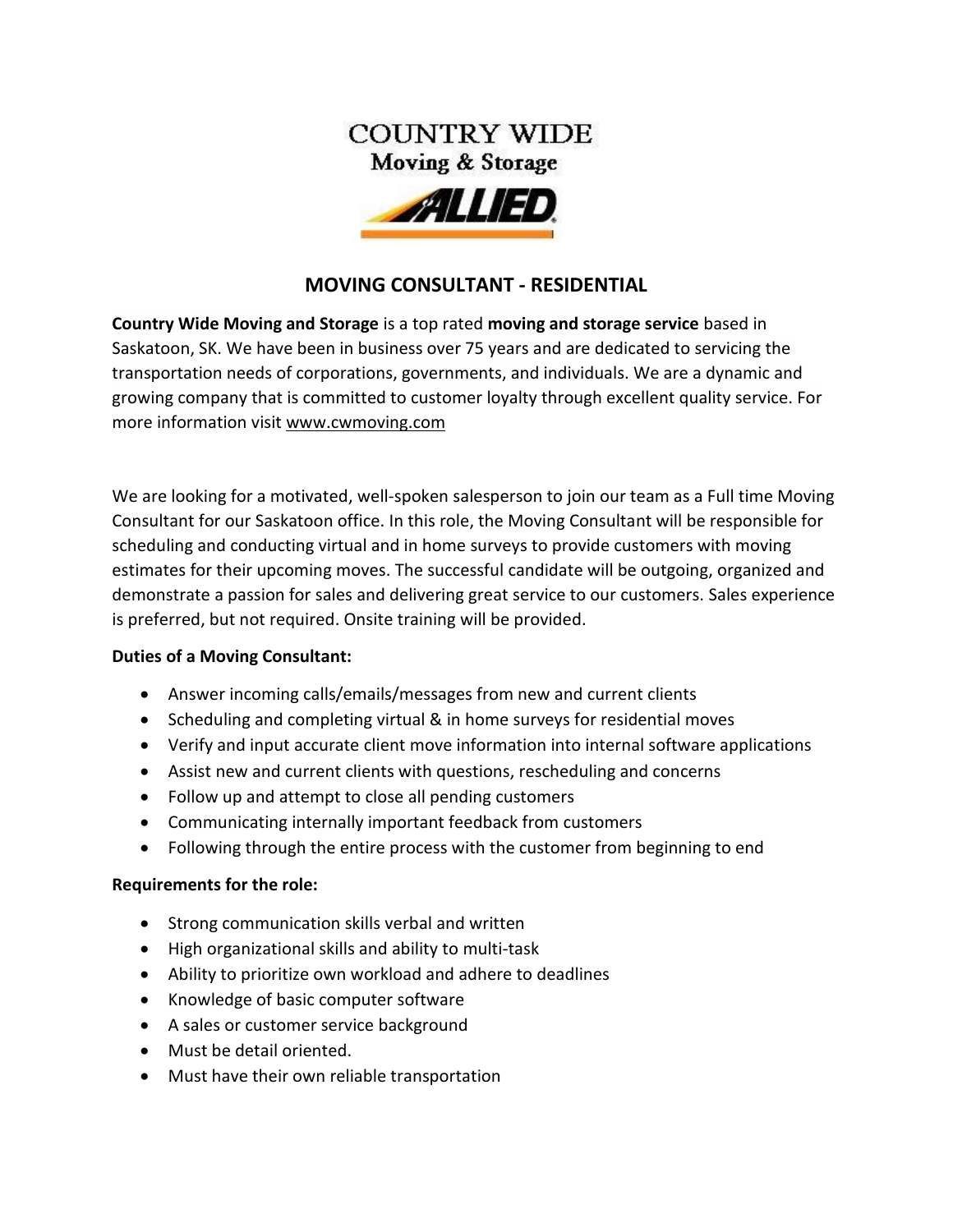COUNTRY WIDE
Moving & Storage

ALLIED

# MOVING CONSULTANT - RESIDENTIAL

**Country Wide Moving and Storage** is a top rated **moving and storage service** based in Saskatoon, SK. We have been in business over 75 years and are dedicated to servicing the transportation needs of corporations, governments, and individuals. We are a dynamic and growing company that is committed to customer loyalty through excellent quality service. For more information visit www.cwmoving.com

We are looking for a motivated, well-spoken salesperson to join our team as a Full time Moving Consultant for our Saskatoon office. In this role, the Moving Consultant will be responsible for scheduling and conducting virtual and in home surveys to provide customers with moving estimates for their upcoming moves. The successful candidate will be outgoing, organized and demonstrate a passion for sales and delivering great service to our customers. Sales experience is preferred, but not required. Onsite training will be provided.

**Duties of a Moving Consultant:**

- Answer incoming calls/emails/messages from new and current clients
- Scheduling and completing virtual & in home surveys for residential moves
- Verify and input accurate client move information into internal software applications
- Assist new and current clients with questions, rescheduling and concerns
- Follow up and attempt to close all pending customers
- Communicating internally important feedback from customers
- Following through the entire process with the customer from beginning to end

**Requirements for the role:**

- Strong communication skills verbal and written
- High organizational skills and ability to multi-task
- Ability to prioritize own workload and adhere to deadlines
- Knowledge of basic computer software
- A sales or customer service background
- Must be detail oriented.
- Must have their own reliable transportation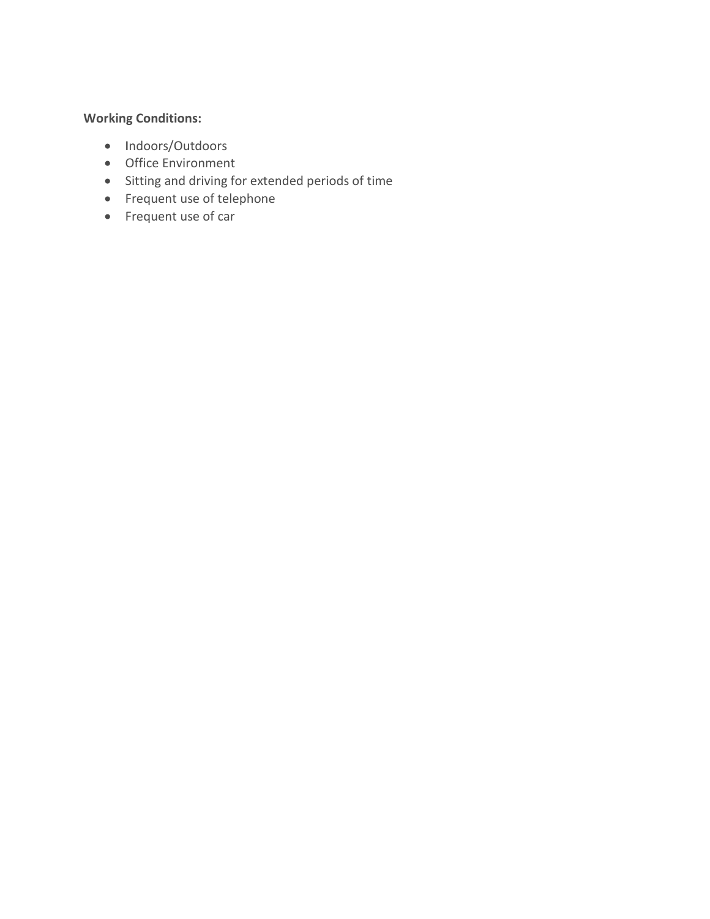**Working Conditions:**

- Indoors/Outdoors
- Office Environment
- Sitting and driving for extended periods of time
- Frequent use of telephone
- Frequent use of car